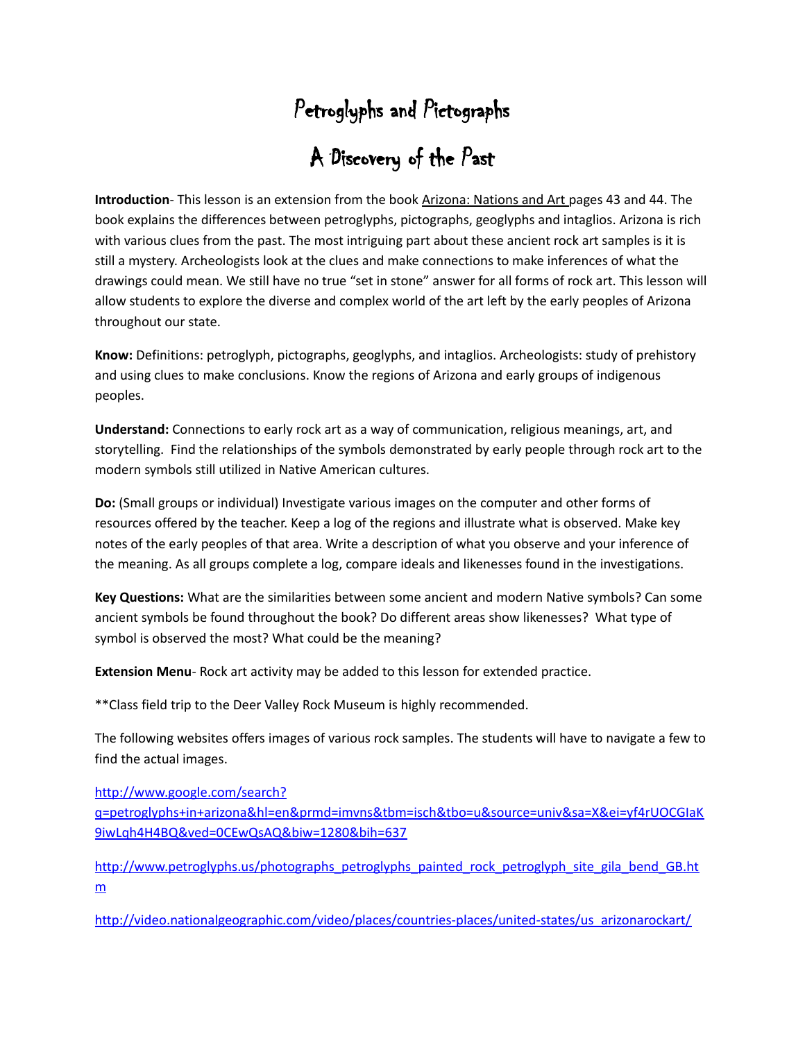# Petroglyphs and Pictographs

# A Discovery of the Past

**Introduction**- This lesson is an extension from the book Arizona: Nations and Art pages 43 and 44. The book explains the differences between petroglyphs, pictographs, geoglyphs and intaglios. Arizona is rich with various clues from the past. The most intriguing part about these ancient rock art samples is it is still a mystery. Archeologists look at the clues and make connections to make inferences of what the drawings could mean. We still have no true "set in stone" answer for all forms of rock art. This lesson will allow students to explore the diverse and complex world of the art left by the early peoples of Arizona throughout our state.

**Know:** Definitions: petroglyph, pictographs, geoglyphs, and intaglios. Archeologists: study of prehistory and using clues to make conclusions. Know the regions of Arizona and early groups of indigenous peoples.

**Understand:** Connections to early rock art as a way of communication, religious meanings, art, and storytelling. Find the relationships of the symbols demonstrated by early people through rock art to the modern symbols still utilized in Native American cultures.

**Do:** (Small groups or individual) Investigate various images on the computer and other forms of resources offered by the teacher. Keep a log of the regions and illustrate what is observed. Make key notes of the early peoples of that area. Write a description of what you observe and your inference of the meaning. As all groups complete a log, compare ideals and likenesses found in the investigations.

**Key Questions:** What are the similarities between some ancient and modern Native symbols? Can some ancient symbols be found throughout the book? Do different areas show likenesses? What type of symbol is observed the most? What could be the meaning?

**Extension Menu**- Rock art activity may be added to this lesson for extended practice.

**Class field trip to the Deer Valley Rock Museum is highly recommended.

The following websites offers images of various rock samples. The students will have to navigate a few to find the actual images.

http://www.google.com/search?q=petroglyphs+in+arizona&hl=en&prmd=imvns&tbm=isch&tbo=u&source=univ&sa=X&ei=yf4rUOCGIaK9iwLqh4H4BQ&ved=0CEwQsAQ&biw=1280&bih=637

http://www.petroglyphs.us/photographs_petroglyphs_painted_rock_petroglyph_site_gila_bend_GB.htm

http://video.nationalgeographic.com/video/places/countries-places/united-states/us_arizonarockart/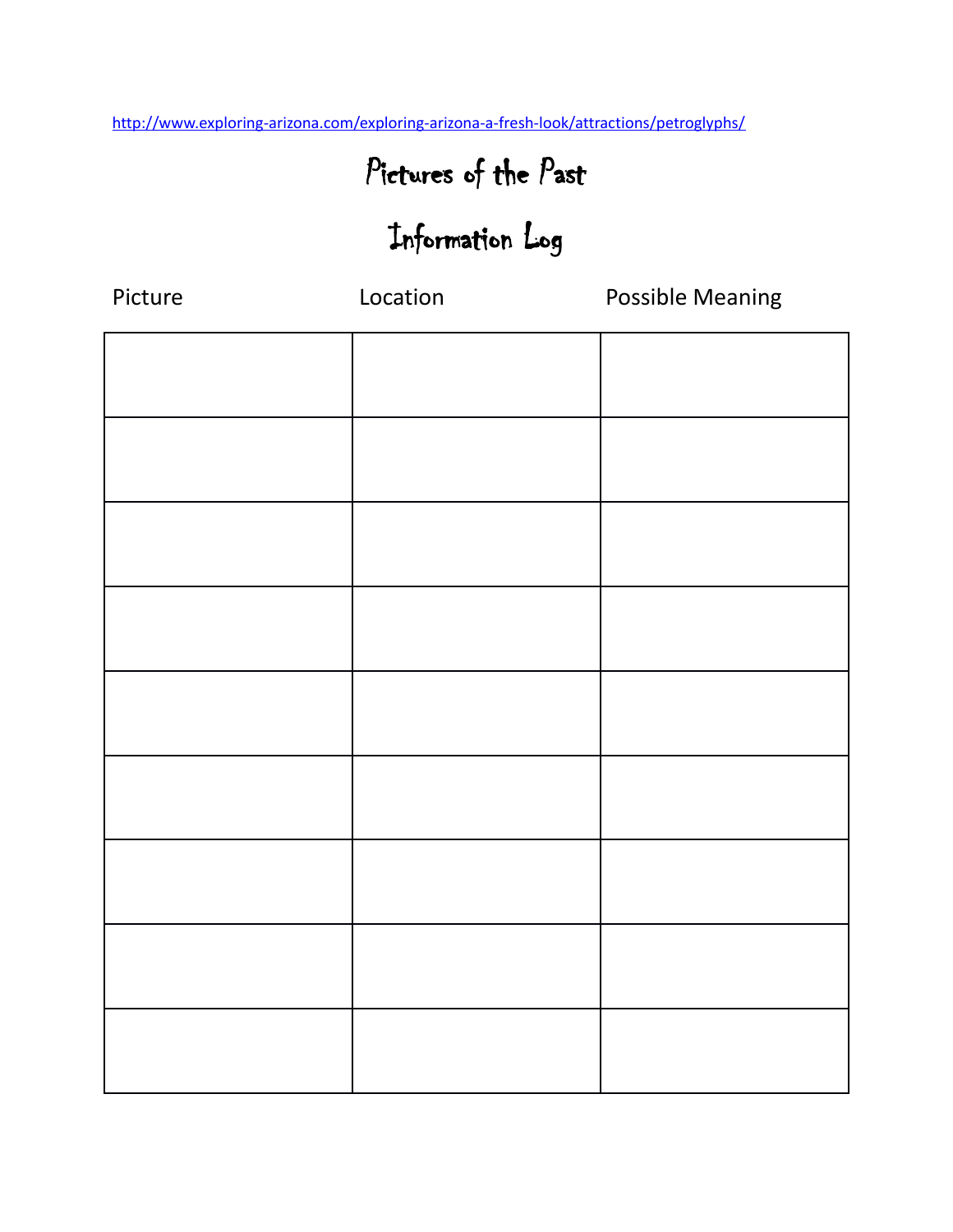http://www.exploring-arizona.com/exploring-arizona-a-fresh-look/attractions/petroglyphs/

# Pictures of the Past

## Information Log

| Picture | Location | Possible Meaning |
|---|---|---|
| | | |
| | | |
| | | |
| | | |
| | | |
| | | |
| | | |
| | | |
| | | |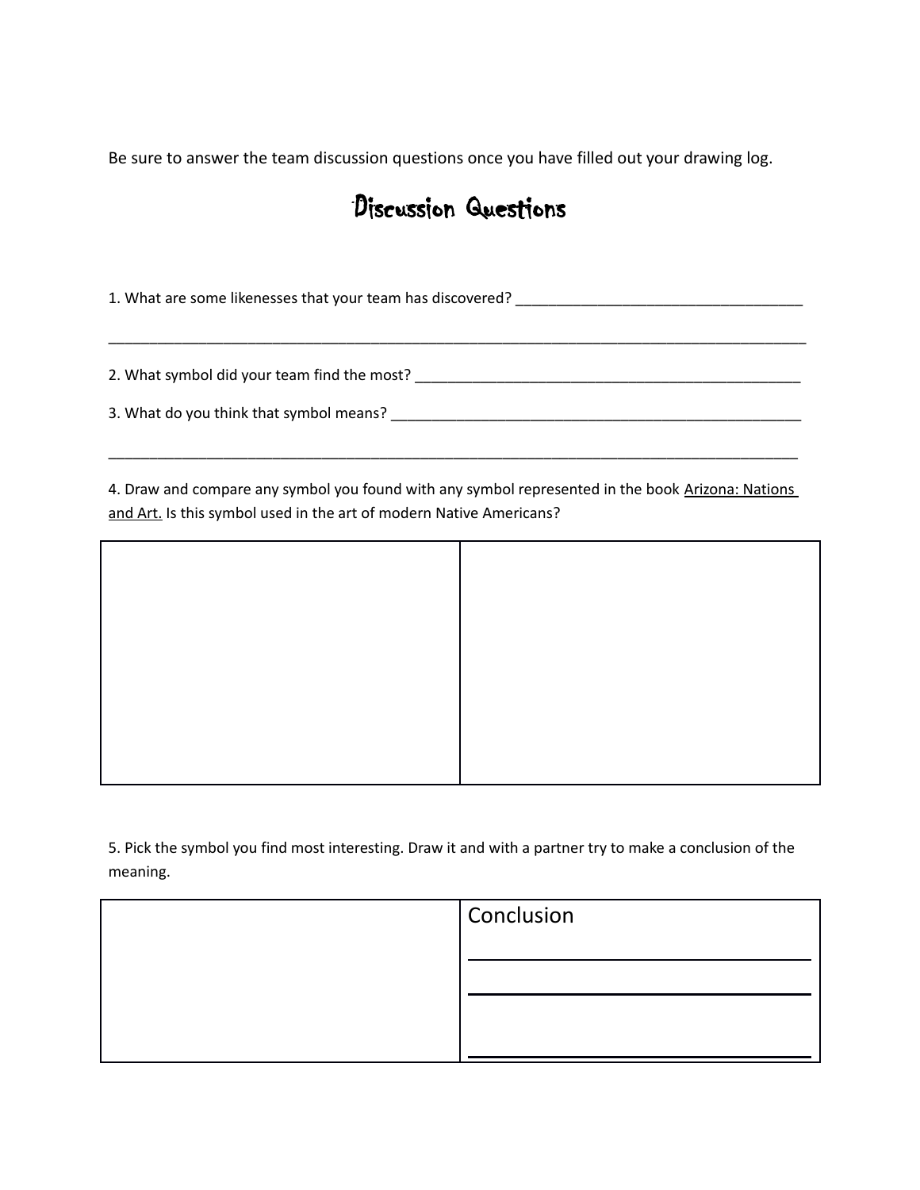Be sure to answer the team discussion questions once you have filled out your drawing log.

# Discussion Questions

1. What are some likenesses that your team has discovered? ___________________________________

_____________________________________________________________________________________

2. What symbol did your team find the most? ______________________________________________

3. What do you think that symbol means? _________________________________________________

_____________________________________________________________________________________

4. Draw and compare any symbol you found with any symbol represented in the book <u>Arizona: Nations and Art.</u> Is this symbol used in the art of modern Native Americans?

| | |
|---|---|
| | |

5. Pick the symbol you find most interesting. Draw it and with a partner try to make a conclusion of the meaning.

| | |
|---|---|
| | Conclusion<br>____________________<br>____________________<br>____________________ |